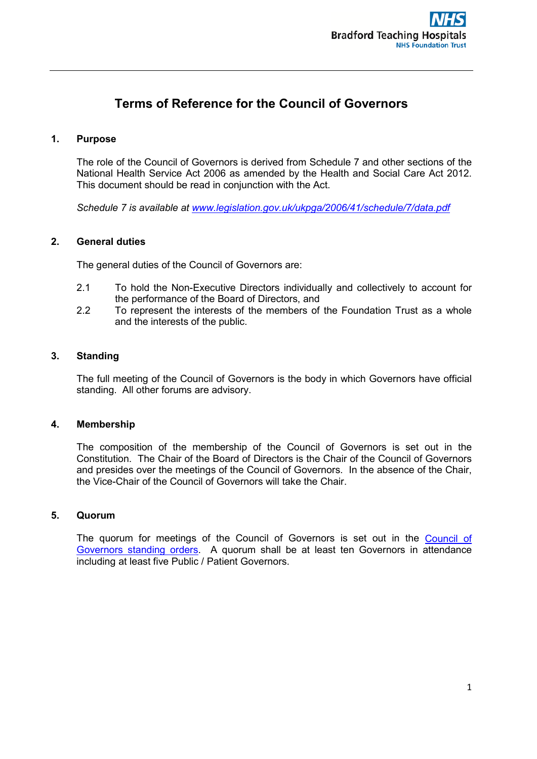# Terms of Reference for the Council of Governors

## 1. Purpose

The role of the Council of Governors is derived from Schedule 7 and other sections of the National Health Service Act 2006 as amended by the Health and Social Care Act 2012. This document should be read in conjunction with the Act.

*Schedule 7 is available at [www.legislation.gov.uk/ukpga/2006/41/schedule/7/data.pdf](www.legislation.gov.uk/ukpga/2006/41/schedule/7/data.pdf)*

## 2. General duties

The general duties of the Council of Governors are:

2.1 To hold the Non-Executive Directors individually and collectively to account for the performance of the Board of Directors, and

2.2 To represent the interests of the members of the Foundation Trust as a whole and the interests of the public.

## 3. Standing

The full meeting of the Council of Governors is the body in which Governors have official standing. All other forums are advisory.

## 4. Membership

The composition of the membership of the Council of Governors is set out in the Constitution. The Chair of the Board of Directors is the Chair of the Council of Governors and presides over the meetings of the Council of Governors. In the absence of the Chair, the Vice-Chair of the Council of Governors will take the Chair.

## 5. Quorum

The quorum for meetings of the Council of Governors is set out in the Council of Governors standing orders. A quorum shall be at least ten Governors in attendance including at least five Public / Patient Governors.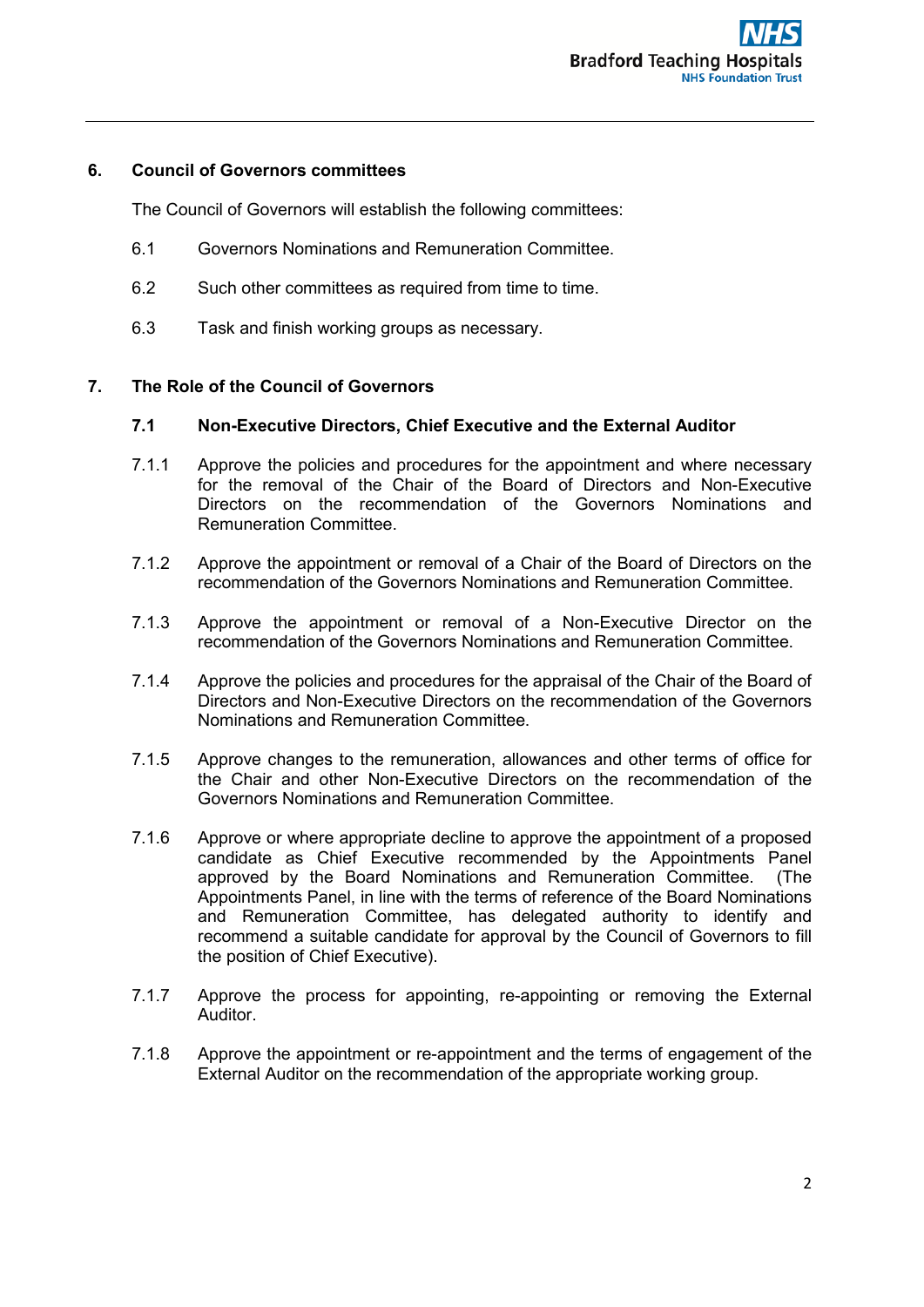## 6. Council of Governors committees

The Council of Governors will establish the following committees:

6.1 Governors Nominations and Remuneration Committee.

6.2 Such other committees as required from time to time.

6.3 Task and finish working groups as necessary.

## 7. The Role of the Council of Governors

### 7.1 Non-Executive Directors, Chief Executive and the External Auditor

7.1.1 Approve the policies and procedures for the appointment and where necessary for the removal of the Chair of the Board of Directors and Non-Executive Directors on the recommendation of the Governors Nominations and Remuneration Committee.

7.1.2 Approve the appointment or removal of a Chair of the Board of Directors on the recommendation of the Governors Nominations and Remuneration Committee.

7.1.3 Approve the appointment or removal of a Non-Executive Director on the recommendation of the Governors Nominations and Remuneration Committee.

7.1.4 Approve the policies and procedures for the appraisal of the Chair of the Board of Directors and Non-Executive Directors on the recommendation of the Governors Nominations and Remuneration Committee.

7.1.5 Approve changes to the remuneration, allowances and other terms of office for the Chair and other Non-Executive Directors on the recommendation of the Governors Nominations and Remuneration Committee.

7.1.6 Approve or where appropriate decline to approve the appointment of a proposed candidate as Chief Executive recommended by the Appointments Panel approved by the Board Nominations and Remuneration Committee. (The Appointments Panel, in line with the terms of reference of the Board Nominations and Remuneration Committee, has delegated authority to identify and recommend a suitable candidate for approval by the Council of Governors to fill the position of Chief Executive).

7.1.7 Approve the process for appointing, re-appointing or removing the External Auditor.

7.1.8 Approve the appointment or re-appointment and the terms of engagement of the External Auditor on the recommendation of the appropriate working group.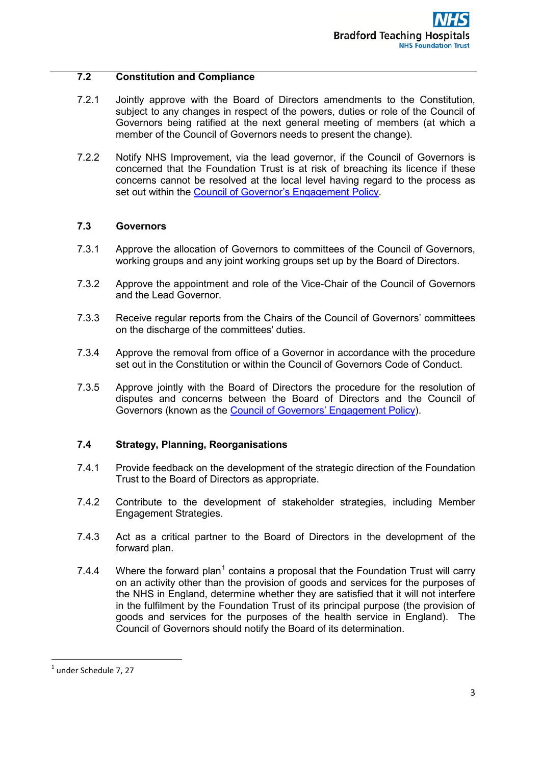### 7.2 Constitution and Compliance

7.2.1 Jointly approve with the Board of Directors amendments to the Constitution, subject to any changes in respect of the powers, duties or role of the Council of Governors being ratified at the next general meeting of members (at which a member of the Council of Governors needs to present the change).

7.2.2 Notify NHS Improvement, via the lead governor, if the Council of Governors is concerned that the Foundation Trust is at risk of breaching its licence if these concerns cannot be resolved at the local level having regard to the process as set out within the Council of Governor's Engagement Policy.

### 7.3 Governors

7.3.1 Approve the allocation of Governors to committees of the Council of Governors, working groups and any joint working groups set up by the Board of Directors.

7.3.2 Approve the appointment and role of the Vice-Chair of the Council of Governors and the Lead Governor.

7.3.3 Receive regular reports from the Chairs of the Council of Governors' committees on the discharge of the committees' duties.

7.3.4 Approve the removal from office of a Governor in accordance with the procedure set out in the Constitution or within the Council of Governors Code of Conduct.

7.3.5 Approve jointly with the Board of Directors the procedure for the resolution of disputes and concerns between the Board of Directors and the Council of Governors (known as the Council of Governors' Engagement Policy).

### 7.4 Strategy, Planning, Reorganisations

7.4.1 Provide feedback on the development of the strategic direction of the Foundation Trust to the Board of Directors as appropriate.

7.4.2 Contribute to the development of stakeholder strategies, including Member Engagement Strategies.

7.4.3 Act as a critical partner to the Board of Directors in the development of the forward plan.

7.4.4 Where the forward plan[1] contains a proposal that the Foundation Trust will carry on an activity other than the provision of goods and services for the purposes of the NHS in England, determine whether they are satisfied that it will not interfere in the fulfilment by the Foundation Trust of its principal purpose (the provision of goods and services for the purposes of the health service in England). The Council of Governors should notify the Board of its determination.

---

[1] under Schedule 7, 27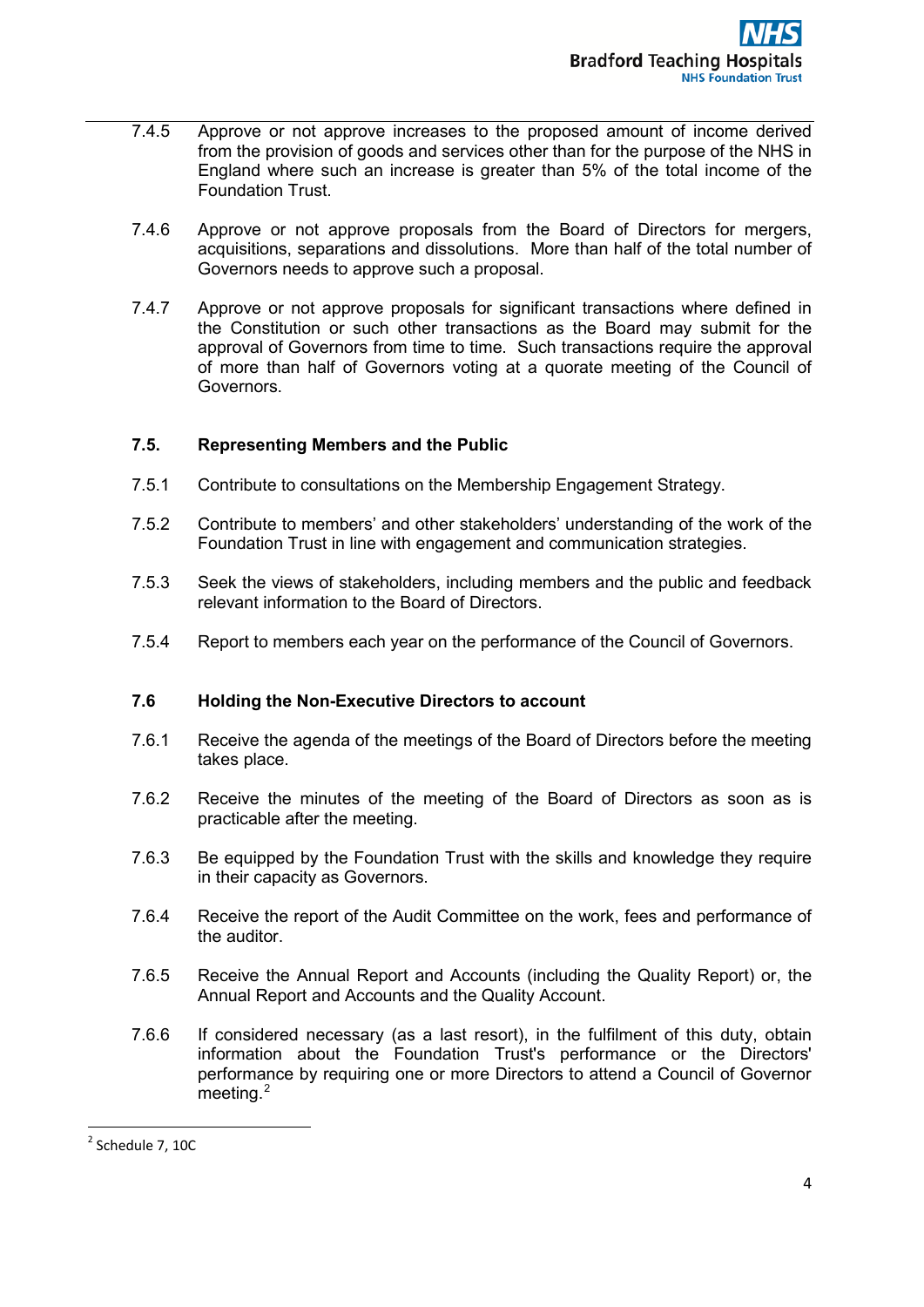7.4.5 Approve or not approve increases to the proposed amount of income derived from the provision of goods and services other than for the purpose of the NHS in England where such an increase is greater than 5% of the total income of the Foundation Trust.

7.4.6 Approve or not approve proposals from the Board of Directors for mergers, acquisitions, separations and dissolutions. More than half of the total number of Governors needs to approve such a proposal.

7.4.7 Approve or not approve proposals for significant transactions where defined in the Constitution or such other transactions as the Board may submit for the approval of Governors from time to time. Such transactions require the approval of more than half of Governors voting at a quorate meeting of the Council of Governors.

**7.5. Representing Members and the Public**

7.5.1 Contribute to consultations on the Membership Engagement Strategy.

7.5.2 Contribute to members' and other stakeholders' understanding of the work of the Foundation Trust in line with engagement and communication strategies.

7.5.3 Seek the views of stakeholders, including members and the public and feedback relevant information to the Board of Directors.

7.5.4 Report to members each year on the performance of the Council of Governors.

**7.6 Holding the Non-Executive Directors to account**

7.6.1 Receive the agenda of the meetings of the Board of Directors before the meeting takes place.

7.6.2 Receive the minutes of the meeting of the Board of Directors as soon as is practicable after the meeting.

7.6.3 Be equipped by the Foundation Trust with the skills and knowledge they require in their capacity as Governors.

7.6.4 Receive the report of the Audit Committee on the work, fees and performance of the auditor.

7.6.5 Receive the Annual Report and Accounts (including the Quality Report) or, the Annual Report and Accounts and the Quality Account.

7.6.6 If considered necessary (as a last resort), in the fulfilment of this duty, obtain information about the Foundation Trust's performance or the Directors' performance by requiring one or more Directors to attend a Council of Governor meeting.[2]

---

[2] Schedule 7, 10C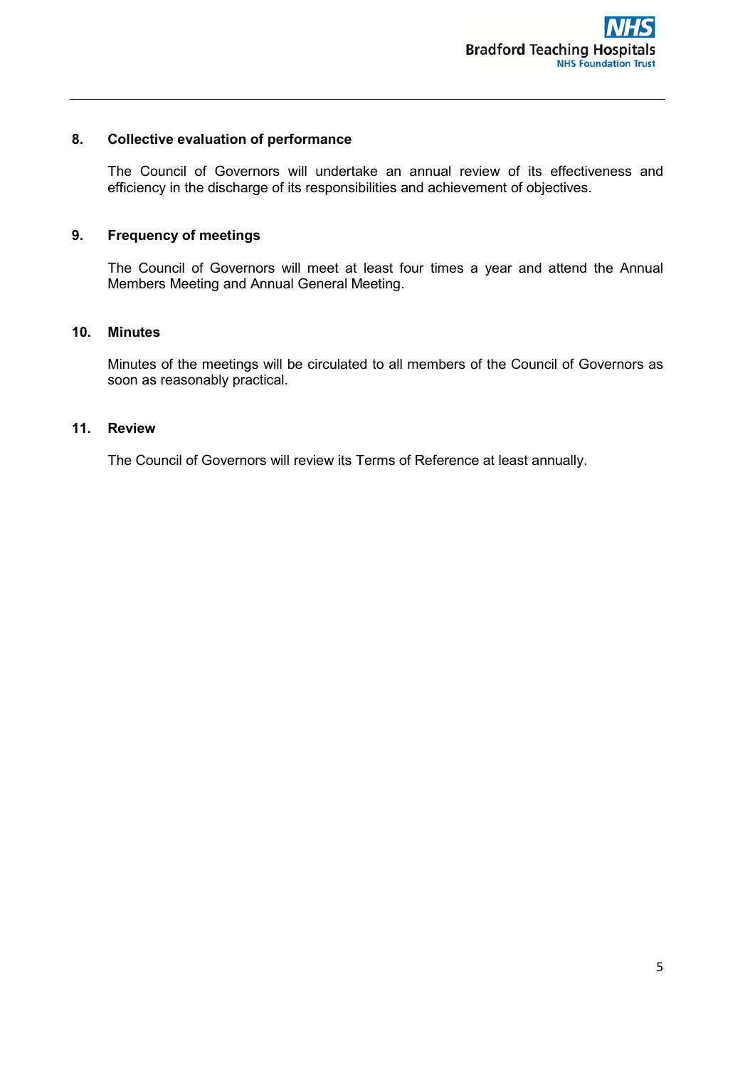## 8. Collective evaluation of performance

The Council of Governors will undertake an annual review of its effectiveness and efficiency in the discharge of its responsibilities and achievement of objectives.

## 9. Frequency of meetings

The Council of Governors will meet at least four times a year and attend the Annual Members Meeting and Annual General Meeting.

## 10. Minutes

Minutes of the meetings will be circulated to all members of the Council of Governors as soon as reasonably practical.

## 11. Review

The Council of Governors will review its Terms of Reference at least annually.